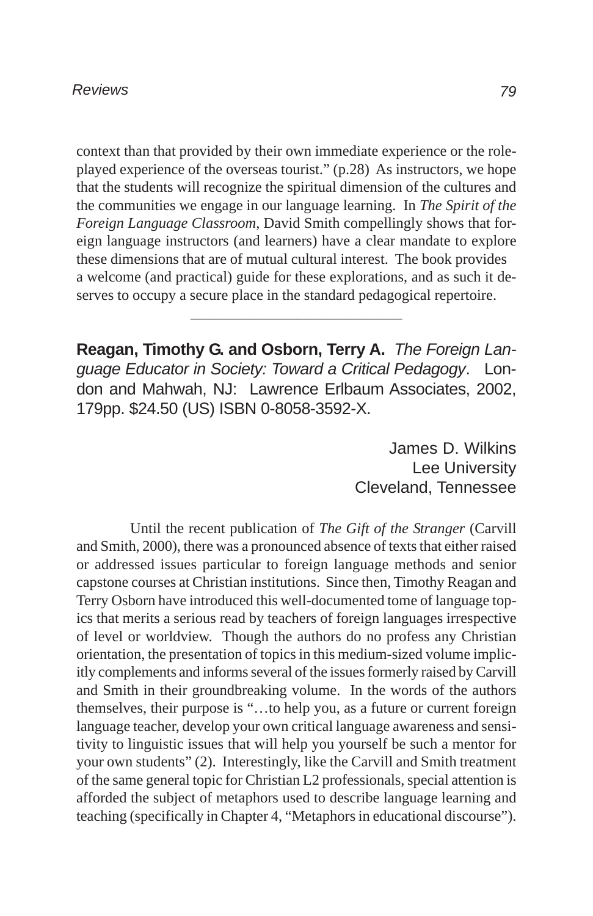context than that provided by their own immediate experience or the role-played experience of the overseas tourist." (p.28) As instructors, we hope that the students will recognize the spiritual dimension of the cultures and the communities we engage in our language learning. In *The Spirit of the Foreign Language Classroom*, David Smith compellingly shows that foreign language instructors (and learners) have a clear mandate to explore these dimensions that are of mutual cultural interest. The book provides a welcome (and practical) guide for these explorations, and as such it deserves to occupy a secure place in the standard pedagogical repertoire.

---

**Reagan, Timothy G. and Osborn, Terry A.** *The Foreign Language Educator in Society: Toward a Critical Pedagogy*. London and Mahwah, NJ: Lawrence Erlbaum Associates, 2002, 179pp. $24.50 (US) ISBN 0-8058-3592-X.

James D. Wilkins
Lee University
Cleveland, Tennessee

Until the recent publication of *The Gift of the Stranger* (Carvill and Smith, 2000), there was a pronounced absence of texts that either raised or addressed issues particular to foreign language methods and senior capstone courses at Christian institutions. Since then, Timothy Reagan and Terry Osborn have introduced this well-documented tome of language topics that merits a serious read by teachers of foreign languages irrespective of level or worldview. Though the authors do no profess any Christian orientation, the presentation of topics in this medium-sized volume implicitly complements and informs several of the issues formerly raised by Carvill and Smith in their groundbreaking volume. In the words of the authors themselves, their purpose is "…to help you, as a future or current foreign language teacher, develop your own critical language awareness and sensitivity to linguistic issues that will help you yourself be such a mentor for your own students" (2). Interestingly, like the Carvill and Smith treatment of the same general topic for Christian L2 professionals, special attention is afforded the subject of metaphors used to describe language learning and teaching (specifically in Chapter 4, "Metaphors in educational discourse").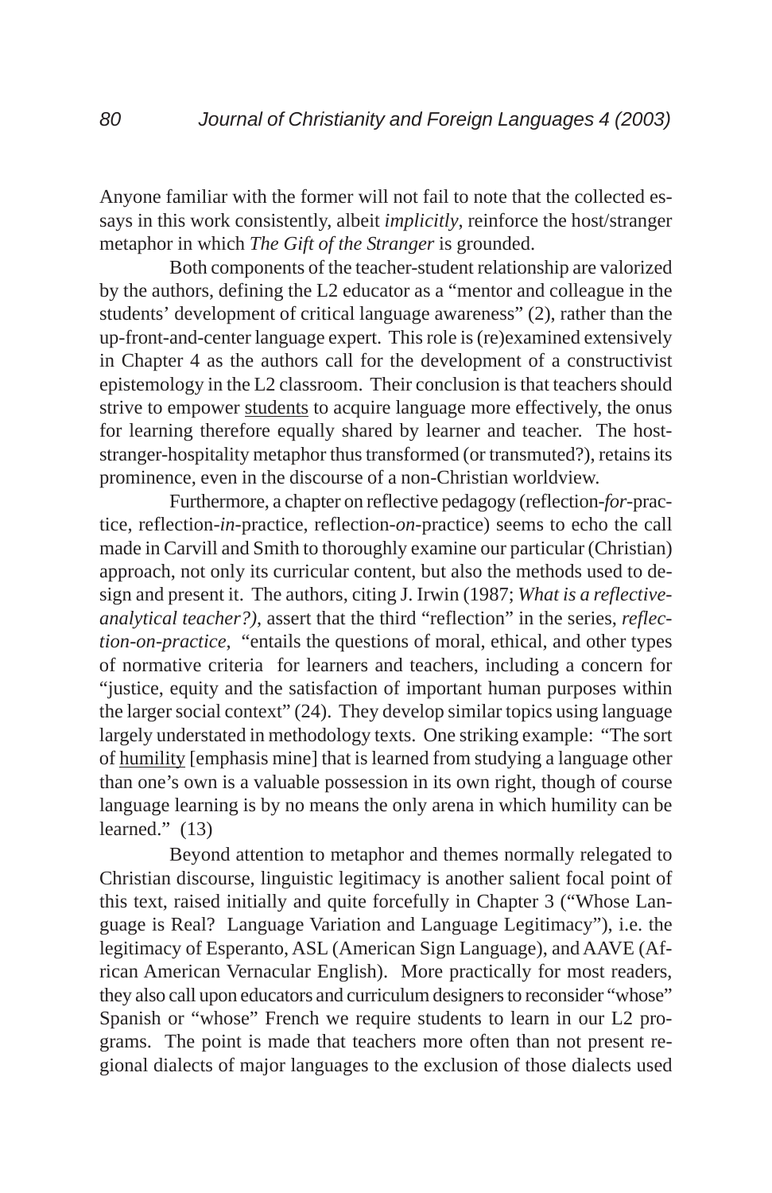Anyone familiar with the former will not fail to note that the collected essays in this work consistently, albeit *implicitly*, reinforce the host/stranger metaphor in which *The Gift of the Stranger* is grounded.

Both components of the teacher-student relationship are valorized by the authors, defining the L2 educator as a "mentor and colleague in the students' development of critical language awareness" (2), rather than the up-front-and-center language expert. This role is (re)examined extensively in Chapter 4 as the authors call for the development of a constructivist epistemology in the L2 classroom. Their conclusion is that teachers should strive to empower <u>students</u> to acquire language more effectively, the onus for learning therefore equally shared by learner and teacher. The host-stranger-hospitality metaphor thus transformed (or transmuted?), retains its prominence, even in the discourse of a non-Christian worldview.

Furthermore, a chapter on reflective pedagogy (reflection-*for*-practice, reflection-*in*-practice, reflection-*on*-practice) seems to echo the call made in Carvill and Smith to thoroughly examine our particular (Christian) approach, not only its curricular content, but also the methods used to design and present it. The authors, citing J. Irwin (1987; *What is a reflective-analytical teacher?)*, assert that the third "reflection" in the series, *reflection-on-practice*, "entails the questions of moral, ethical, and other types of normative criteria for learners and teachers, including a concern for "justice, equity and the satisfaction of important human purposes within the larger social context" (24). They develop similar topics using language largely understated in methodology texts. One striking example: "The sort of <u>humility</u> [emphasis mine] that is learned from studying a language other than one's own is a valuable possession in its own right, though of course language learning is by no means the only arena in which humility can be learned." (13)

Beyond attention to metaphor and themes normally relegated to Christian discourse, linguistic legitimacy is another salient focal point of this text, raised initially and quite forcefully in Chapter 3 ("Whose Language is Real? Language Variation and Language Legitimacy"), i.e. the legitimacy of Esperanto, ASL (American Sign Language), and AAVE (African American Vernacular English). More practically for most readers, they also call upon educators and curriculum designers to reconsider "whose" Spanish or "whose" French we require students to learn in our L2 programs. The point is made that teachers more often than not present regional dialects of major languages to the exclusion of those dialects used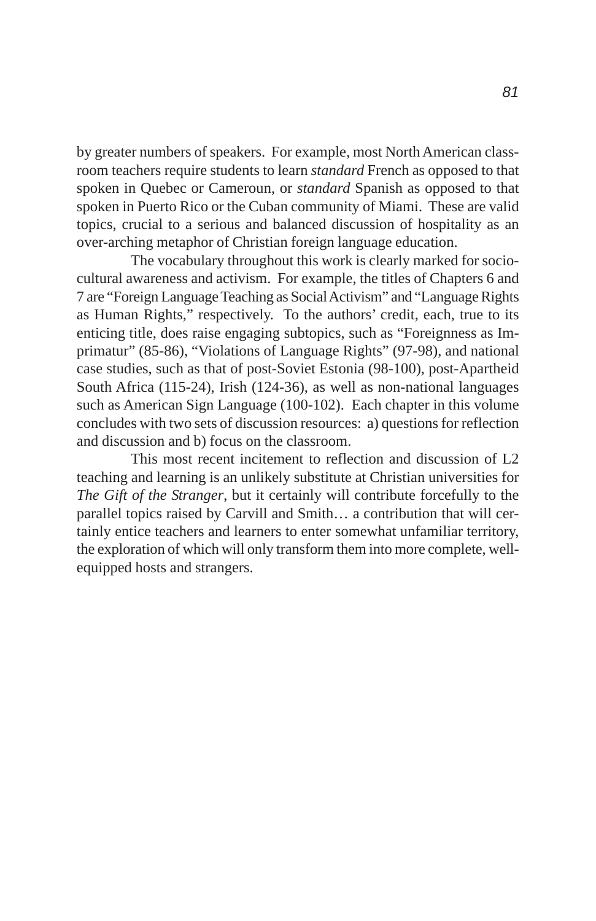by greater numbers of speakers. For example, most North American classroom teachers require students to learn *standard* French as opposed to that spoken in Quebec or Cameroun, or *standard* Spanish as opposed to that spoken in Puerto Rico or the Cuban community of Miami. These are valid topics, crucial to a serious and balanced discussion of hospitality as an over-arching metaphor of Christian foreign language education.

The vocabulary throughout this work is clearly marked for sociocultural awareness and activism. For example, the titles of Chapters 6 and 7 are "Foreign Language Teaching as Social Activism" and "Language Rights as Human Rights," respectively. To the authors' credit, each, true to its enticing title, does raise engaging subtopics, such as "Foreignness as Imprimatur" (85-86), "Violations of Language Rights" (97-98), and national case studies, such as that of post-Soviet Estonia (98-100), post-Apartheid South Africa (115-24), Irish (124-36), as well as non-national languages such as American Sign Language (100-102). Each chapter in this volume concludes with two sets of discussion resources: a) questions for reflection and discussion and b) focus on the classroom.

This most recent incitement to reflection and discussion of L2 teaching and learning is an unlikely substitute at Christian universities for *The Gift of the Stranger*, but it certainly will contribute forcefully to the parallel topics raised by Carvill and Smith… a contribution that will certainly entice teachers and learners to enter somewhat unfamiliar territory, the exploration of which will only transform them into more complete, well-equipped hosts and strangers.